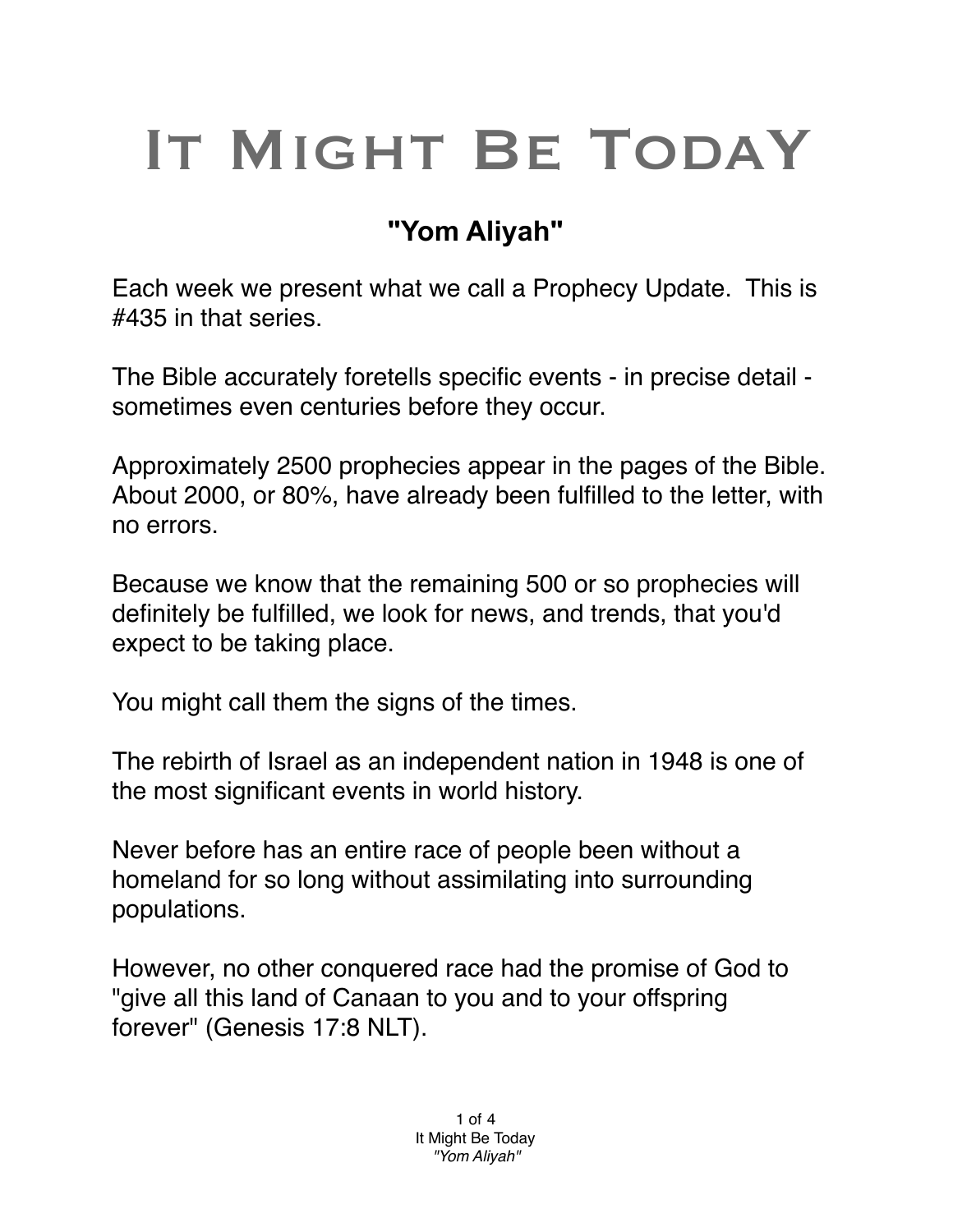# It Might Be Today

## "Yom Aliyah"

Each week we present what we call a Prophecy Update. This is #435 in that series.

The Bible accurately foretells specific events - in precise detail - sometimes even centuries before they occur.

Approximately 2500 prophecies appear in the pages of the Bible. About 2000, or 80%, have already been fulfilled to the letter, with no errors.

Because we know that the remaining 500 or so prophecies will definitely be fulfilled, we look for news, and trends, that you'd expect to be taking place.

You might call them the signs of the times.

The rebirth of Israel as an independent nation in 1948 is one of the most significant events in world history.

Never before has an entire race of people been without a homeland for so long without assimilating into surrounding populations.

However, no other conquered race had the promise of God to "give all this land of Canaan to you and to your offspring forever" (Genesis 17:8 NLT).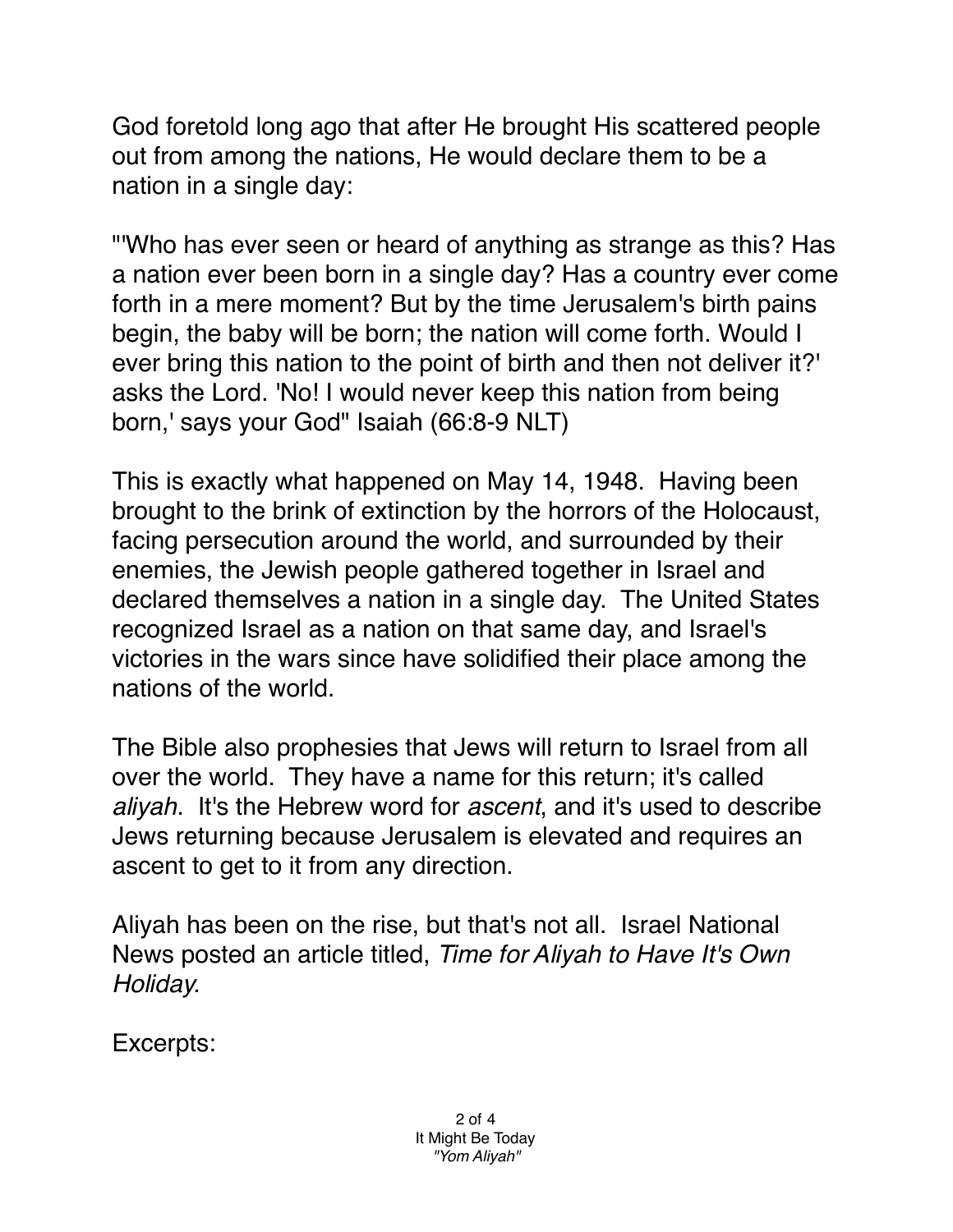God foretold long ago that after He brought His scattered people out from among the nations, He would declare them to be a nation in a single day:

"'Who has ever seen or heard of anything as strange as this? Has a nation ever been born in a single day? Has a country ever come forth in a mere moment? But by the time Jerusalem's birth pains begin, the baby will be born; the nation will come forth. Would I ever bring this nation to the point of birth and then not deliver it?' asks the Lord. 'No! I would never keep this nation from being born,' says your God" Isaiah (66:8-9 NLT)

This is exactly what happened on May 14, 1948. Having been brought to the brink of extinction by the horrors of the Holocaust, facing persecution around the world, and surrounded by their enemies, the Jewish people gathered together in Israel and declared themselves a nation in a single day. The United States recognized Israel as a nation on that same day, and Israel's victories in the wars since have solidified their place among the nations of the world.

The Bible also prophesies that Jews will return to Israel from all over the world. They have a name for this return; it's called *aliyah*. It's the Hebrew word for *ascent*, and it's used to describe Jews returning because Jerusalem is elevated and requires an ascent to get to it from any direction.

Aliyah has been on the rise, but that's not all. Israel National News posted an article titled, *Time for Aliyah to Have It's Own Holiday.*

Excerpts: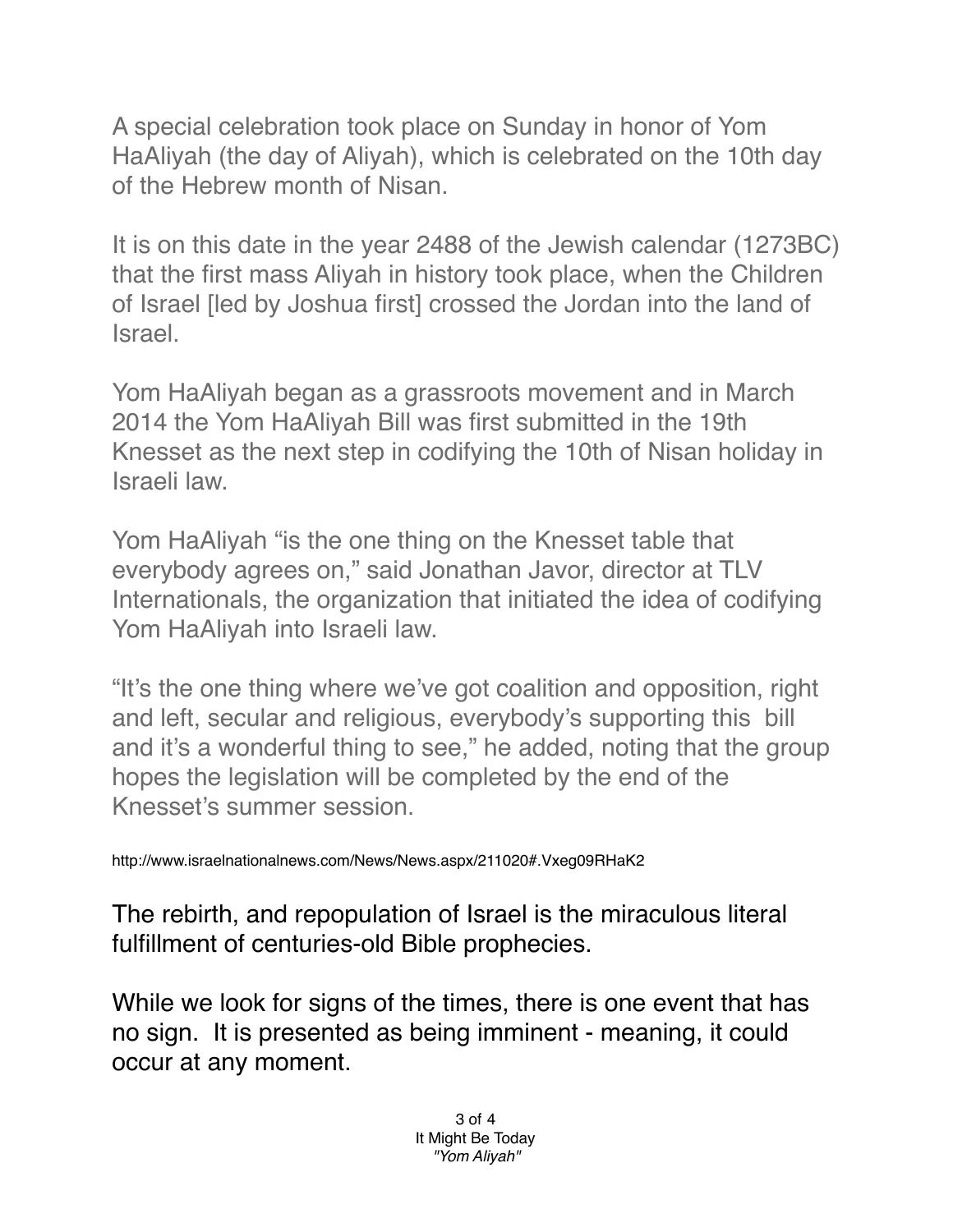A special celebration took place on Sunday in honor of Yom HaAliyah (the day of Aliyah), which is celebrated on the 10th day of the Hebrew month of Nisan.

It is on this date in the year 2488 of the Jewish calendar (1273BC) that the first mass Aliyah in history took place, when the Children of Israel [led by Joshua first] crossed the Jordan into the land of Israel.

Yom HaAliyah began as a grassroots movement and in March 2014 the Yom HaAliyah Bill was first submitted in the 19th Knesset as the next step in codifying the 10th of Nisan holiday in Israeli law.

Yom HaAliyah "is the one thing on the Knesset table that everybody agrees on," said Jonathan Javor, director at TLV Internationals, the organization that initiated the idea of codifying Yom HaAliyah into Israeli law.

"It's the one thing where we've got coalition and opposition, right and left, secular and religious, everybody's supporting this bill and it's a wonderful thing to see," he added, noting that the group hopes the legislation will be completed by the end of the Knesset's summer session.

http://www.israelnationalnews.com/News/News.aspx/211020#.Vxeg09RHaK2

The rebirth, and repopulation of Israel is the miraculous literal fulfillment of centuries-old Bible prophecies.

While we look for signs of the times, there is one event that has no sign. It is presented as being imminent - meaning, it could occur at any moment.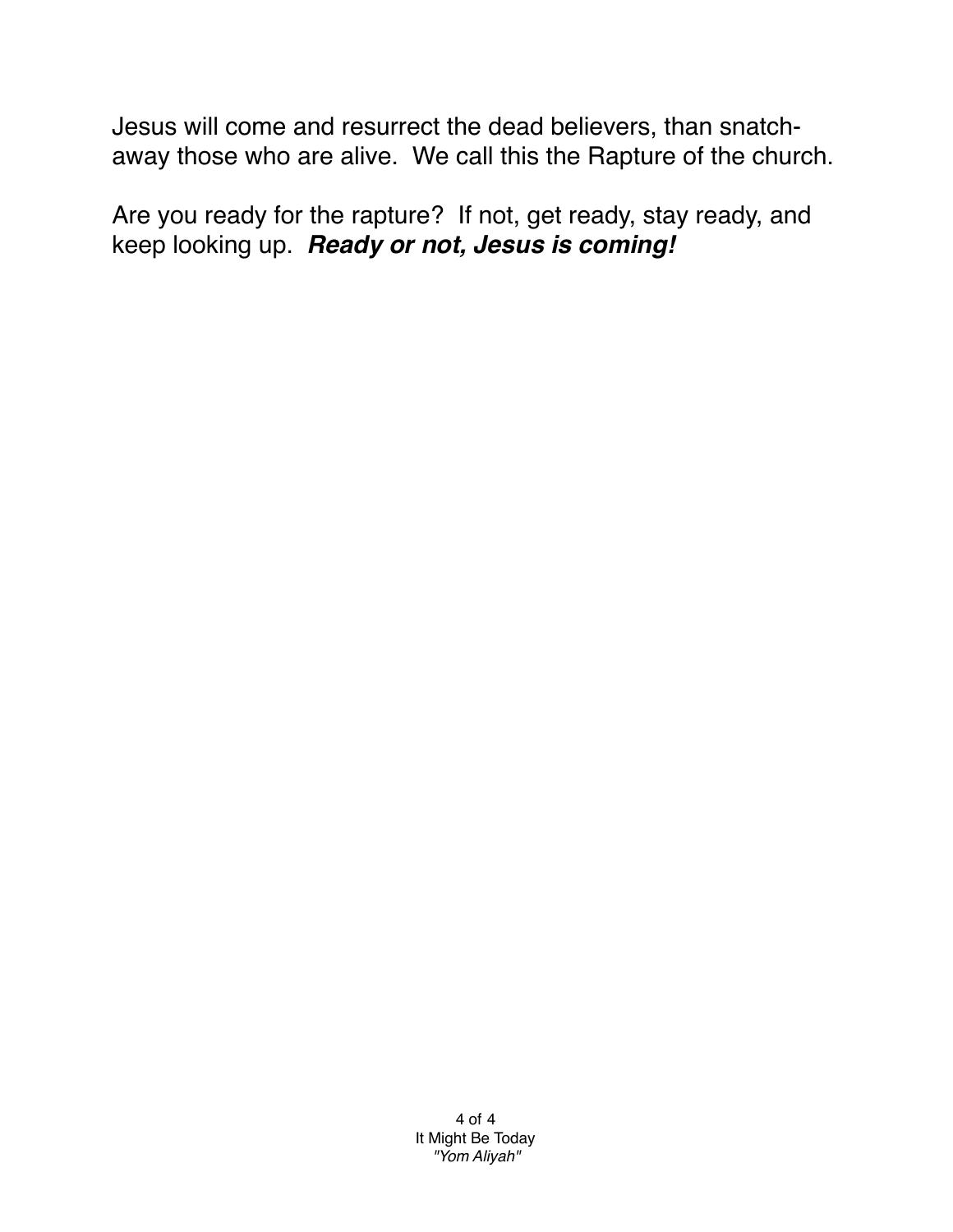Jesus will come and resurrect the dead believers, than snatch-away those who are alive. We call this the Rapture of the church.

Are you ready for the rapture? If not, get ready, stay ready, and keep looking up. ***Ready or not, Jesus is coming!***